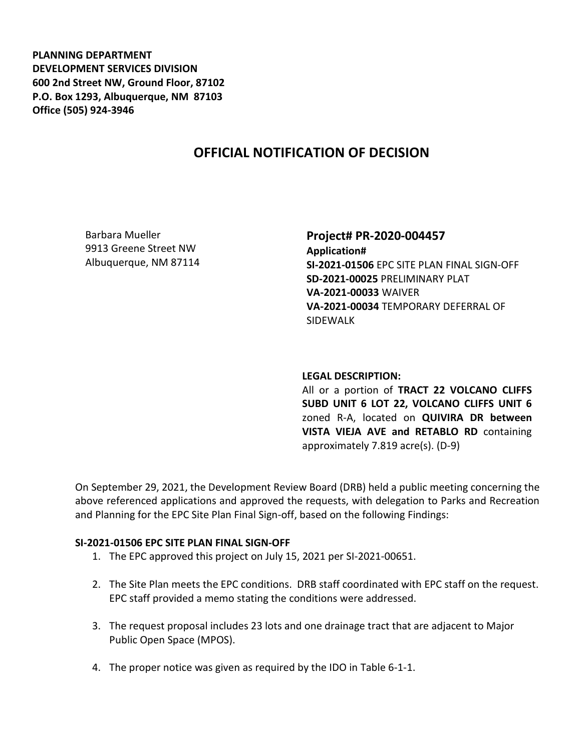**PLANNING DEPARTMENT**
**DEVELOPMENT SERVICES DIVISION**
**600 2nd Street NW, Ground Floor, 87102**
**P.O. Box 1293, Albuquerque, NM 87103**
**Office (505) 924-3946**

# OFFICIAL NOTIFICATION OF DECISION

Barbara Mueller
9913 Greene Street NW
Albuquerque, NM 87114

**Project# PR-2020-004457**
**Application#**
**SI-2021-01506** EPC SITE PLAN FINAL SIGN-OFF
**SD-2021-00025** PRELIMINARY PLAT
**VA-2021-00033** WAIVER
**VA-2021-00034** TEMPORARY DEFERRAL OF SIDEWALK

**LEGAL DESCRIPTION:**
All or a portion of **TRACT 22 VOLCANO CLIFFS SUBD UNIT 6 LOT 22, VOLCANO CLIFFS UNIT 6** zoned R-A, located on **QUIVIRA DR between VISTA VIEJA AVE and RETABLO RD** containing approximately 7.819 acre(s). (D-9)

On September 29, 2021, the Development Review Board (DRB) held a public meeting concerning the above referenced applications and approved the requests, with delegation to Parks and Recreation and Planning for the EPC Site Plan Final Sign-off, based on the following Findings:

**SI-2021-01506 EPC SITE PLAN FINAL SIGN-OFF**

1. The EPC approved this project on July 15, 2021 per SI-2021-00651.

2. The Site Plan meets the EPC conditions. DRB staff coordinated with EPC staff on the request. EPC staff provided a memo stating the conditions were addressed.

3. The request proposal includes 23 lots and one drainage tract that are adjacent to Major Public Open Space (MPOS).

4. The proper notice was given as required by the IDO in Table 6-1-1.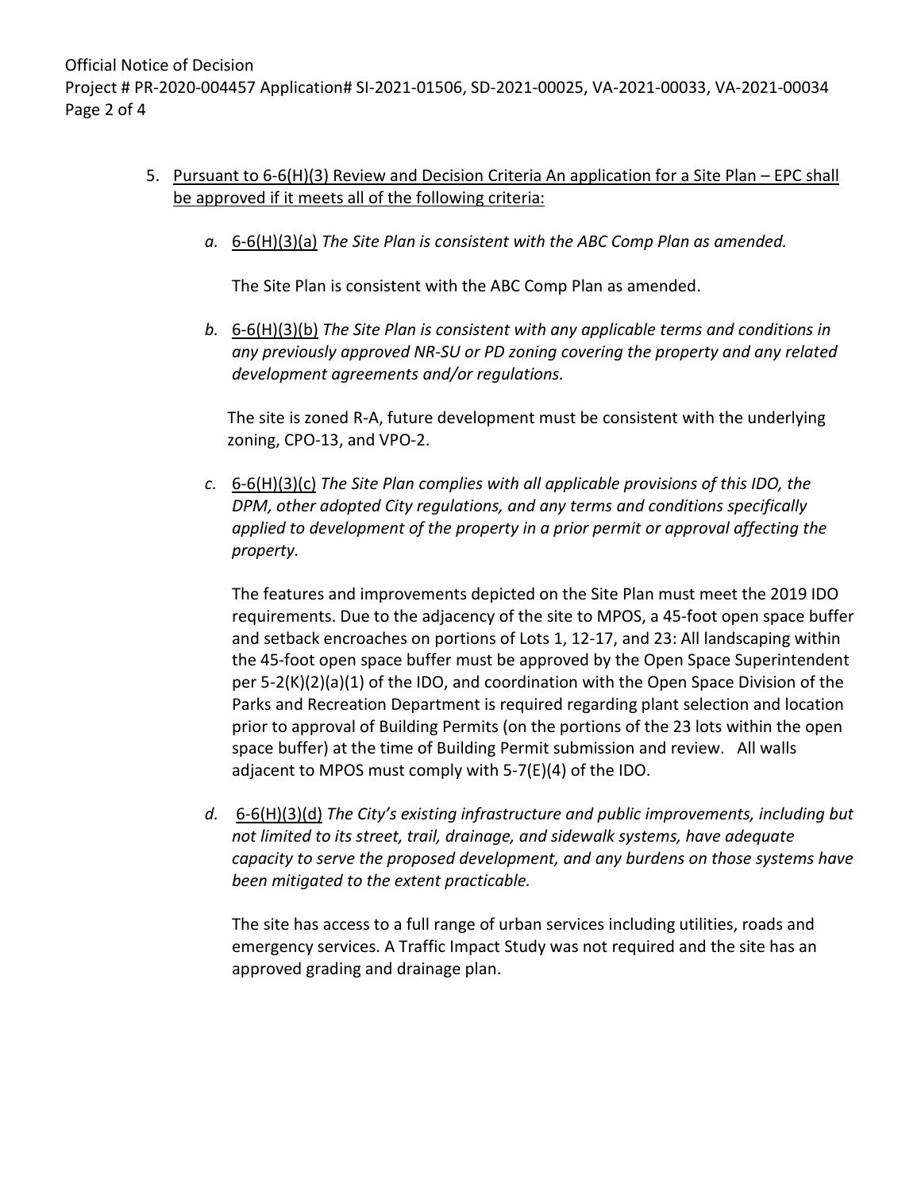5. <u>Pursuant to 6-6(H)(3) Review and Decision Criteria An application for a Site Plan – EPC shall be approved if it meets all of the following criteria:</u>

   *a.* <u>6-6(H)(3)(a)</u> *The Site Plan is consistent with the ABC Comp Plan as amended.*

   The Site Plan is consistent with the ABC Comp Plan as amended.

   *b.* <u>6-6(H)(3)(b)</u> *The Site Plan is consistent with any applicable terms and conditions in any previously approved NR-SU or PD zoning covering the property and any related development agreements and/or regulations.*

   The site is zoned R-A, future development must be consistent with the underlying zoning, CPO-13, and VPO-2.

   *c.* <u>6-6(H)(3)(c)</u> *The Site Plan complies with all applicable provisions of this IDO, the DPM, other adopted City regulations, and any terms and conditions specifically applied to development of the property in a prior permit or approval affecting the property.*

   The features and improvements depicted on the Site Plan must meet the 2019 IDO requirements. Due to the adjacency of the site to MPOS, a 45-foot open space buffer and setback encroaches on portions of Lots 1, 12-17, and 23: All landscaping within the 45-foot open space buffer must be approved by the Open Space Superintendent per 5-2(K)(2)(a)(1) of the IDO, and coordination with the Open Space Division of the Parks and Recreation Department is required regarding plant selection and location prior to approval of Building Permits (on the portions of the 23 lots within the open space buffer) at the time of Building Permit submission and review. All walls adjacent to MPOS must comply with 5-7(E)(4) of the IDO.

   *d.* <u>6-6(H)(3)(d)</u> *The City's existing infrastructure and public improvements, including but not limited to its street, trail, drainage, and sidewalk systems, have adequate capacity to serve the proposed development, and any burdens on those systems have been mitigated to the extent practicable.*

   The site has access to a full range of urban services including utilities, roads and emergency services. A Traffic Impact Study was not required and the site has an approved grading and drainage plan.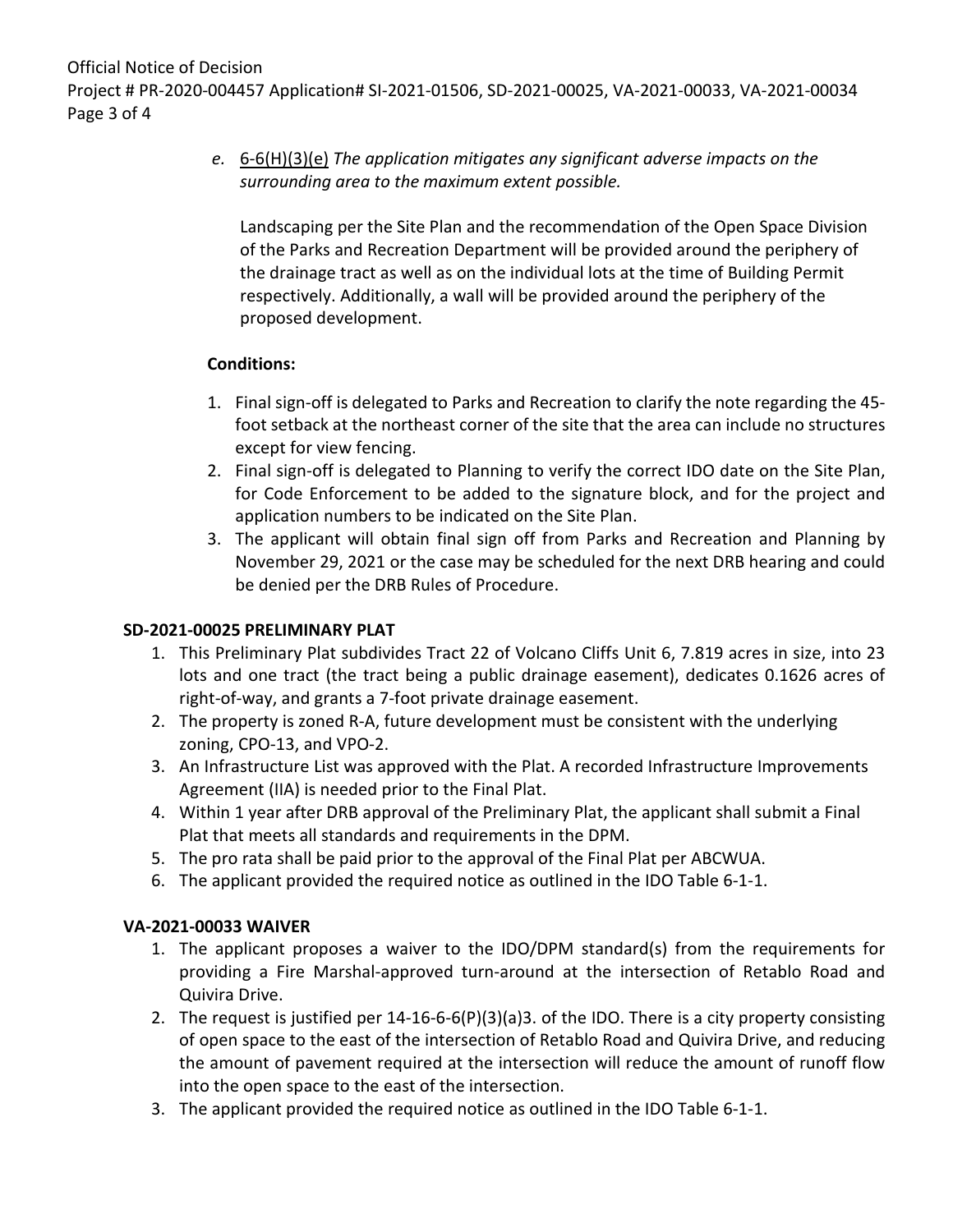*e.* 6-6(H)(3)(e) *The application mitigates any significant adverse impacts on the surrounding area to the maximum extent possible.*

Landscaping per the Site Plan and the recommendation of the Open Space Division of the Parks and Recreation Department will be provided around the periphery of the drainage tract as well as on the individual lots at the time of Building Permit respectively. Additionally, a wall will be provided around the periphery of the proposed development.

**Conditions:**

1. Final sign-off is delegated to Parks and Recreation to clarify the note regarding the 45-foot setback at the northeast corner of the site that the area can include no structures except for view fencing.
2. Final sign-off is delegated to Planning to verify the correct IDO date on the Site Plan, for Code Enforcement to be added to the signature block, and for the project and application numbers to be indicated on the Site Plan.
3. The applicant will obtain final sign off from Parks and Recreation and Planning by November 29, 2021 or the case may be scheduled for the next DRB hearing and could be denied per the DRB Rules of Procedure.

**SD-2021-00025 PRELIMINARY PLAT**

1. This Preliminary Plat subdivides Tract 22 of Volcano Cliffs Unit 6, 7.819 acres in size, into 23 lots and one tract (the tract being a public drainage easement), dedicates 0.1626 acres of right-of-way, and grants a 7-foot private drainage easement.
2. The property is zoned R-A, future development must be consistent with the underlying zoning, CPO-13, and VPO-2.
3. An Infrastructure List was approved with the Plat. A recorded Infrastructure Improvements Agreement (IIA) is needed prior to the Final Plat.
4. Within 1 year after DRB approval of the Preliminary Plat, the applicant shall submit a Final Plat that meets all standards and requirements in the DPM.
5. The pro rata shall be paid prior to the approval of the Final Plat per ABCWUA.
6. The applicant provided the required notice as outlined in the IDO Table 6-1-1.

**VA-2021-00033 WAIVER**

1. The applicant proposes a waiver to the IDO/DPM standard(s) from the requirements for providing a Fire Marshal-approved turn-around at the intersection of Retablo Road and Quivira Drive.
2. The request is justified per 14-16-6-6(P)(3)(a)3. of the IDO. There is a city property consisting of open space to the east of the intersection of Retablo Road and Quivira Drive, and reducing the amount of pavement required at the intersection will reduce the amount of runoff flow into the open space to the east of the intersection.
3. The applicant provided the required notice as outlined in the IDO Table 6-1-1.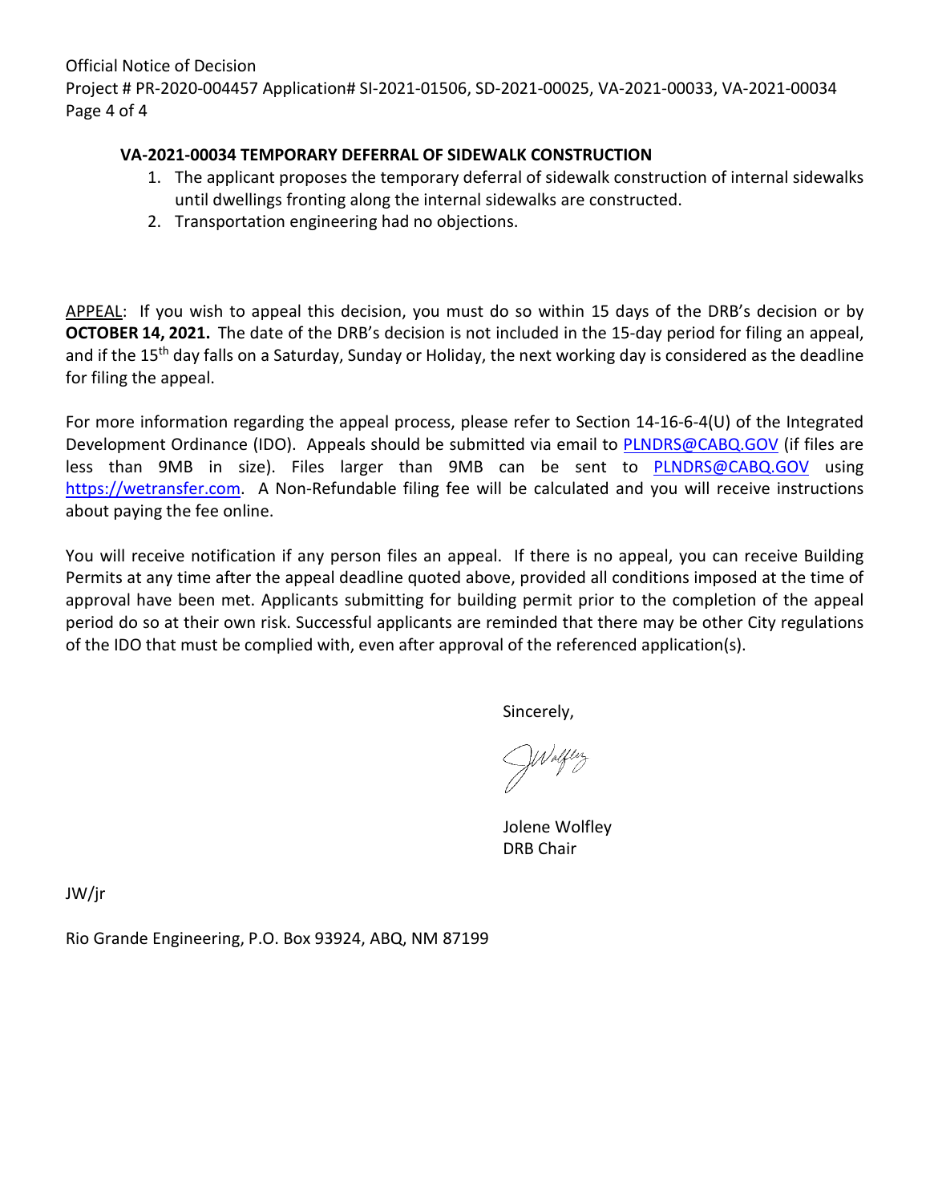### VA-2021-00034 TEMPORARY DEFERRAL OF SIDEWALK CONSTRUCTION

1. The applicant proposes the temporary deferral of sidewalk construction of internal sidewalks until dwellings fronting along the internal sidewalks are constructed.
2. Transportation engineering had no objections.

APPEAL: If you wish to appeal this decision, you must do so within 15 days of the DRB's decision or by **OCTOBER 14, 2021.** The date of the DRB's decision is not included in the 15-day period for filing an appeal, and if the 15th day falls on a Saturday, Sunday or Holiday, the next working day is considered as the deadline for filing the appeal.

For more information regarding the appeal process, please refer to Section 14-16-6-4(U) of the Integrated Development Ordinance (IDO). Appeals should be submitted via email to PLNDRS@CABQ.GOV (if files are less than 9MB in size). Files larger than 9MB can be sent to PLNDRS@CABQ.GOV using https://wetransfer.com. A Non-Refundable filing fee will be calculated and you will receive instructions about paying the fee online.

You will receive notification if any person files an appeal. If there is no appeal, you can receive Building Permits at any time after the appeal deadline quoted above, provided all conditions imposed at the time of approval have been met. Applicants submitting for building permit prior to the completion of the appeal period do so at their own risk. Successful applicants are reminded that there may be other City regulations of the IDO that must be complied with, even after approval of the referenced application(s).

Sincerely,

Jolene Wolfley
DRB Chair

JW/jr

Rio Grande Engineering, P.O. Box 93924, ABQ, NM 87199